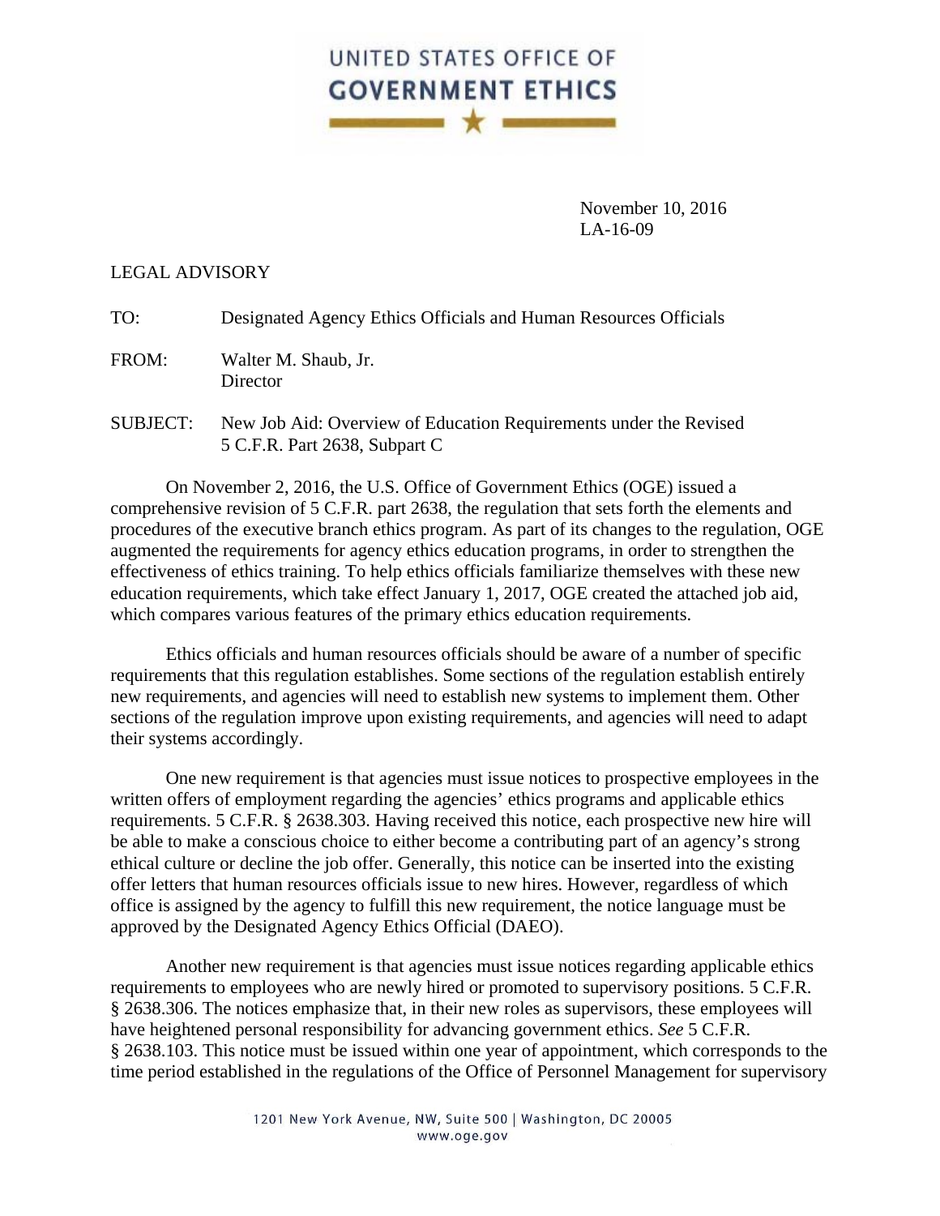UNITED STATES OFFICE OF
**GOVERNMENT ETHICS**

November 10, 2016
LA-16-09

LEGAL ADVISORY

TO: Designated Agency Ethics Officials and Human Resources Officials

FROM: Walter M. Shaub, Jr.
Director

SUBJECT: New Job Aid: Overview of Education Requirements under the Revised 5 C.F.R. Part 2638, Subpart C

On November 2, 2016, the U.S. Office of Government Ethics (OGE) issued a comprehensive revision of 5 C.F.R. part 2638, the regulation that sets forth the elements and procedures of the executive branch ethics program. As part of its changes to the regulation, OGE augmented the requirements for agency ethics education programs, in order to strengthen the effectiveness of ethics training. To help ethics officials familiarize themselves with these new education requirements, which take effect January 1, 2017, OGE created the attached job aid, which compares various features of the primary ethics education requirements.

Ethics officials and human resources officials should be aware of a number of specific requirements that this regulation establishes. Some sections of the regulation establish entirely new requirements, and agencies will need to establish new systems to implement them. Other sections of the regulation improve upon existing requirements, and agencies will need to adapt their systems accordingly.

One new requirement is that agencies must issue notices to prospective employees in the written offers of employment regarding the agencies' ethics programs and applicable ethics requirements. 5 C.F.R. § 2638.303. Having received this notice, each prospective new hire will be able to make a conscious choice to either become a contributing part of an agency's strong ethical culture or decline the job offer. Generally, this notice can be inserted into the existing offer letters that human resources officials issue to new hires. However, regardless of which office is assigned by the agency to fulfill this new requirement, the notice language must be approved by the Designated Agency Ethics Official (DAEO).

Another new requirement is that agencies must issue notices regarding applicable ethics requirements to employees who are newly hired or promoted to supervisory positions. 5 C.F.R. § 2638.306. The notices emphasize that, in their new roles as supervisors, these employees will have heightened personal responsibility for advancing government ethics. *See* 5 C.F.R. § 2638.103. This notice must be issued within one year of appointment, which corresponds to the time period established in the regulations of the Office of Personnel Management for supervisory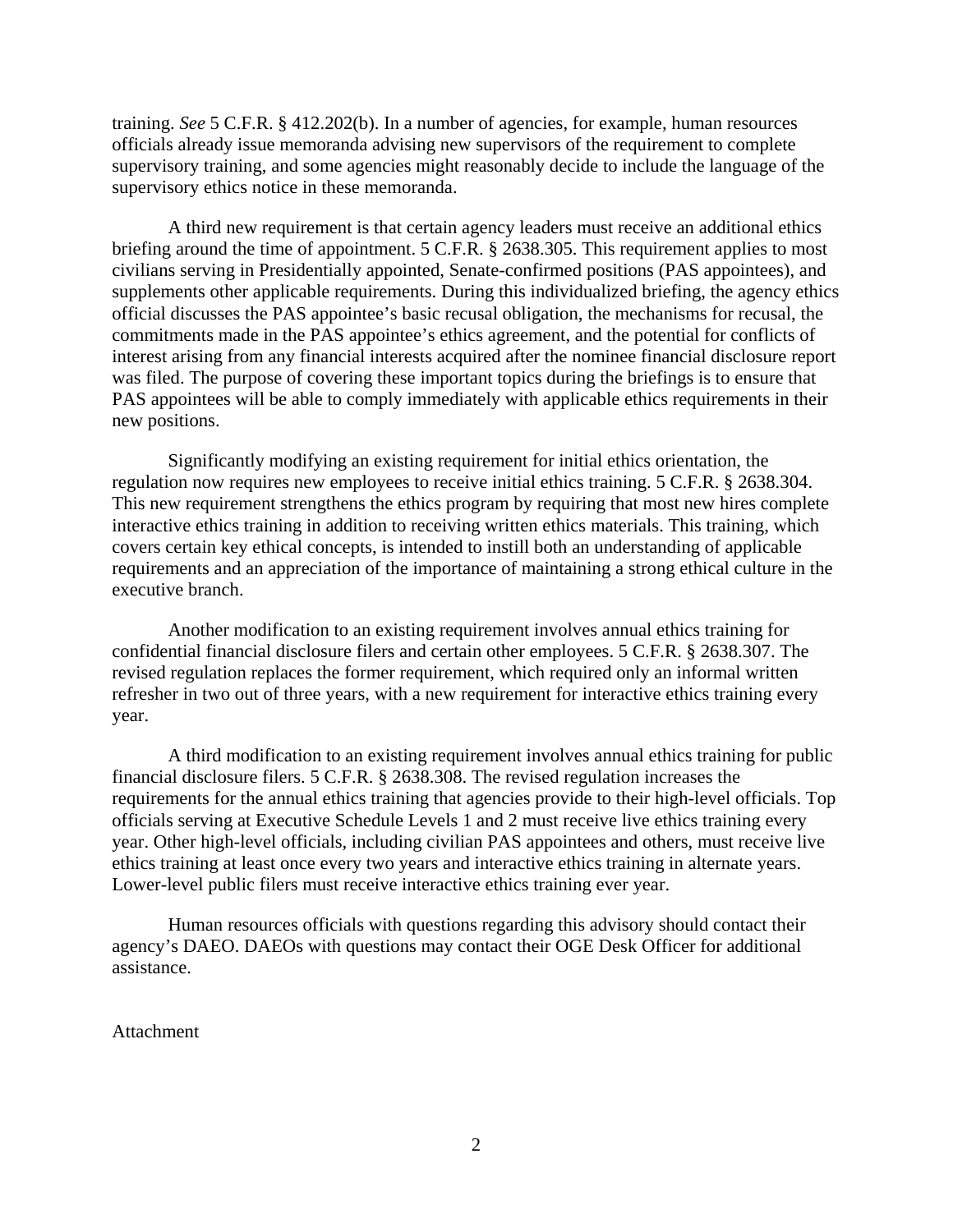training. *See* 5 C.F.R. § 412.202(b). In a number of agencies, for example, human resources officials already issue memoranda advising new supervisors of the requirement to complete supervisory training, and some agencies might reasonably decide to include the language of the supervisory ethics notice in these memoranda.

A third new requirement is that certain agency leaders must receive an additional ethics briefing around the time of appointment. 5 C.F.R. § 2638.305. This requirement applies to most civilians serving in Presidentially appointed, Senate-confirmed positions (PAS appointees), and supplements other applicable requirements. During this individualized briefing, the agency ethics official discusses the PAS appointee's basic recusal obligation, the mechanisms for recusal, the commitments made in the PAS appointee's ethics agreement, and the potential for conflicts of interest arising from any financial interests acquired after the nominee financial disclosure report was filed. The purpose of covering these important topics during the briefings is to ensure that PAS appointees will be able to comply immediately with applicable ethics requirements in their new positions.

Significantly modifying an existing requirement for initial ethics orientation, the regulation now requires new employees to receive initial ethics training. 5 C.F.R. § 2638.304. This new requirement strengthens the ethics program by requiring that most new hires complete interactive ethics training in addition to receiving written ethics materials. This training, which covers certain key ethical concepts, is intended to instill both an understanding of applicable requirements and an appreciation of the importance of maintaining a strong ethical culture in the executive branch.

Another modification to an existing requirement involves annual ethics training for confidential financial disclosure filers and certain other employees. 5 C.F.R. § 2638.307. The revised regulation replaces the former requirement, which required only an informal written refresher in two out of three years, with a new requirement for interactive ethics training every year.

A third modification to an existing requirement involves annual ethics training for public financial disclosure filers. 5 C.F.R. § 2638.308. The revised regulation increases the requirements for the annual ethics training that agencies provide to their high-level officials. Top officials serving at Executive Schedule Levels 1 and 2 must receive live ethics training every year. Other high-level officials, including civilian PAS appointees and others, must receive live ethics training at least once every two years and interactive ethics training in alternate years. Lower-level public filers must receive interactive ethics training ever year.

Human resources officials with questions regarding this advisory should contact their agency's DAEO. DAEOs with questions may contact their OGE Desk Officer for additional assistance.

Attachment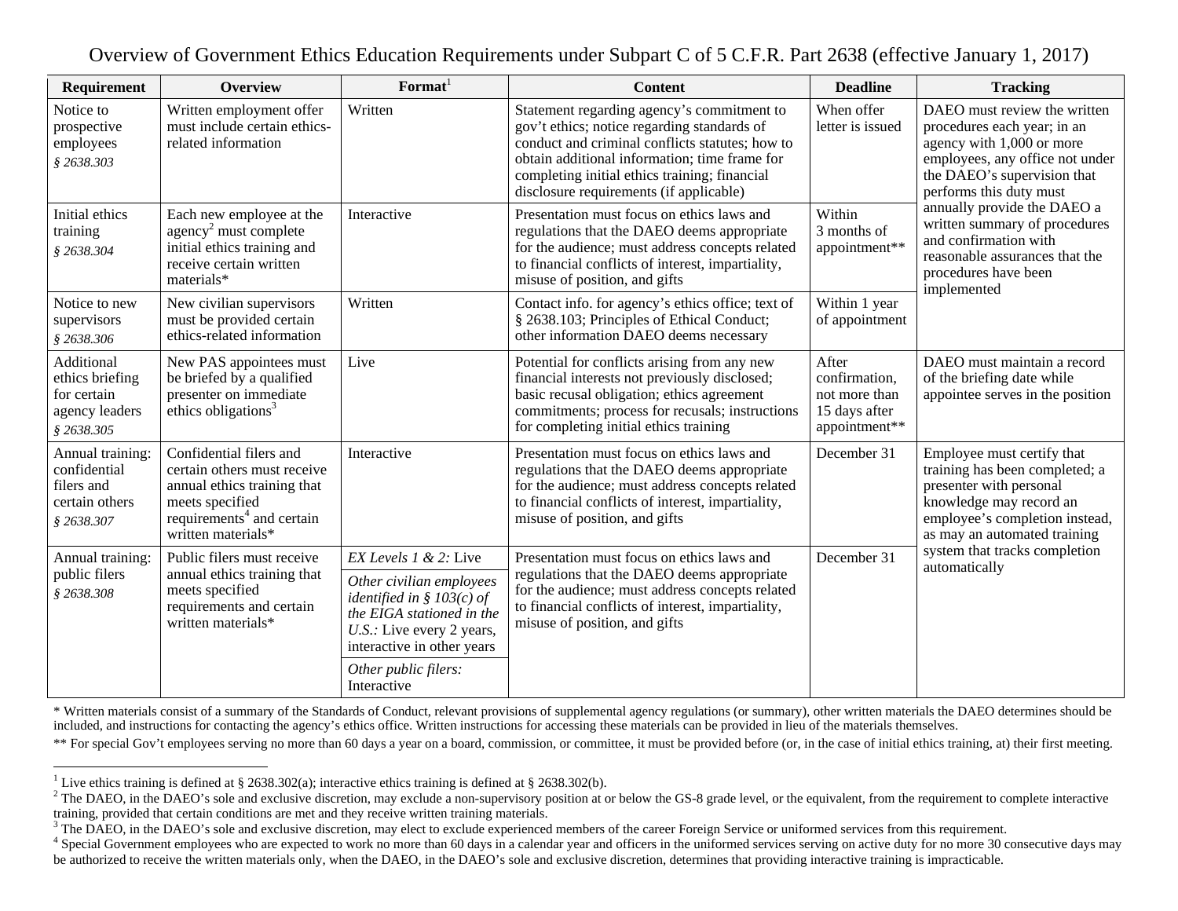# Overview of Government Ethics Education Requirements under Subpart C of 5 C.F.R. Part 2638 (effective January 1, 2017)

| Requirement | Overview | Format[1] | Content | Deadline | Tracking |
|---|---|---|---|---|---|
| Notice to prospective employees *§ 2638.303* | Written employment offer must include certain ethics-related information | Written | Statement regarding agency's commitment to gov't ethics; notice regarding standards of conduct and criminal conflicts statutes; how to obtain additional information; time frame for completing initial ethics training; financial disclosure requirements (if applicable) | When offer letter is issued | DAEO must review the written procedures each year; in an agency with 1,000 or more employees, any office not under the DAEO's supervision that performs this duty must annually provide the DAEO a written summary of procedures and confirmation with reasonable assurances that the procedures have been implemented |
| Initial ethics training *§ 2638.304* | Each new employee at the agency[2] must complete initial ethics training and receive certain written materials* | Interactive | Presentation must focus on ethics laws and regulations that the DAEO deems appropriate for the audience; must address concepts related to financial conflicts of interest, impartiality, misuse of position, and gifts | Within 3 months of appointment** | |
| Notice to new supervisors *§ 2638.306* | New civilian supervisors must be provided certain ethics-related information | Written | Contact info. for agency's ethics office; text of § 2638.103; Principles of Ethical Conduct; other information DAEO deems necessary | Within 1 year of appointment | |
| Additional ethics briefing for certain agency leaders *§ 2638.305* | New PAS appointees must be briefed by a qualified presenter on immediate ethics obligations[3] | Live | Potential for conflicts arising from any new financial interests not previously disclosed; basic recusal obligation; ethics agreement commitments; process for recusals; instructions for completing initial ethics training | After confirmation, not more than 15 days after appointment** | DAEO must maintain a record of the briefing date while appointee serves in the position |
| Annual training: confidential filers and certain others *§ 2638.307* | Confidential filers and certain others must receive annual ethics training that meets specified requirements[4] and certain written materials* | Interactive | Presentation must focus on ethics laws and regulations that the DAEO deems appropriate for the audience; must address concepts related to financial conflicts of interest, impartiality, misuse of position, and gifts | December 31 | Employee must certify that training has been completed; a presenter with personal knowledge may record an employee's completion instead, as may an automated training system that tracks completion automatically |
| Annual training: public filers *§ 2638.308* | Public filers must receive annual ethics training that meets specified requirements and certain written materials* | *EX Levels 1 & 2:* Live<br>*Other civilian employees identified in § 103(c) of the EIGA stationed in the U.S.:* Live every 2 years, interactive in other years<br>*Other public filers:* Interactive | Presentation must focus on ethics laws and regulations that the DAEO deems appropriate for the audience; must address concepts related to financial conflicts of interest, impartiality, misuse of position, and gifts | December 31 | |

\* Written materials consist of a summary of the Standards of Conduct, relevant provisions of supplemental agency regulations (or summary), other written materials the DAEO determines should be included, and instructions for contacting the agency's ethics office. Written instructions for accessing these materials can be provided in lieu of the materials themselves.

\** For special Gov't employees serving no more than 60 days a year on a board, commission, or committee, it must be provided before (or, in the case of initial ethics training, at) their first meeting.

[1] Live ethics training is defined at § 2638.302(a); interactive ethics training is defined at § 2638.302(b).

[2] The DAEO, in the DAEO's sole and exclusive discretion, may exclude a non-supervisory position at or below the GS-8 grade level, or the equivalent, from the requirement to complete interactive training, provided that certain conditions are met and they receive written training materials.

[3] The DAEO, in the DAEO's sole and exclusive discretion, may elect to exclude experienced members of the career Foreign Service or uniformed services from this requirement.

[4] Special Government employees who are expected to work no more than 60 days in a calendar year and officers in the uniformed services serving on active duty for no more 30 consecutive days may be authorized to receive the written materials only, when the DAEO, in the DAEO's sole and exclusive discretion, determines that providing interactive training is impracticable.